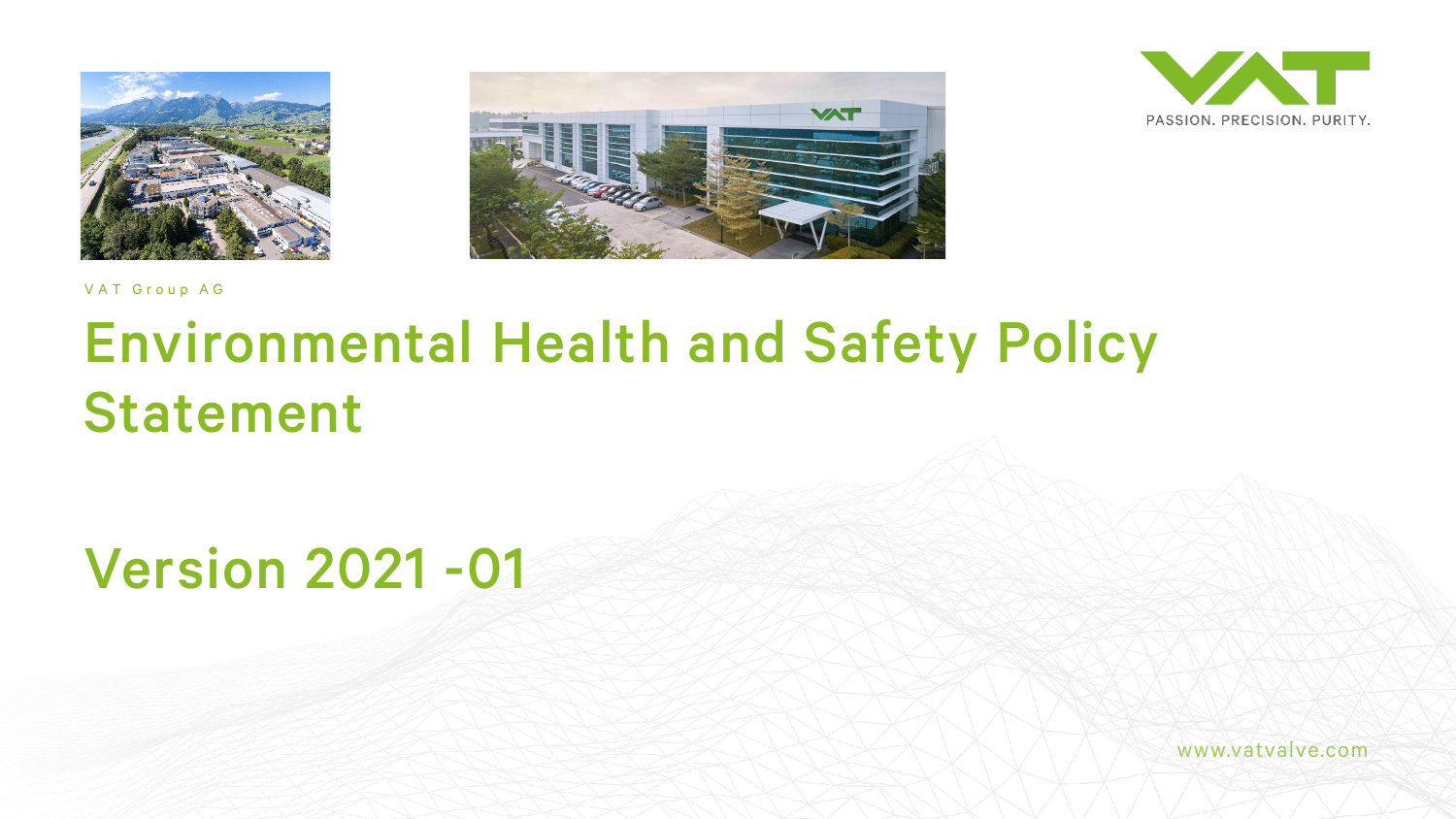VAT Group AG

# Environmental Health and Safety Policy Statement

## Version 2021 -01

PASSION. PRECISION. PURITY.

www.vatvalve.com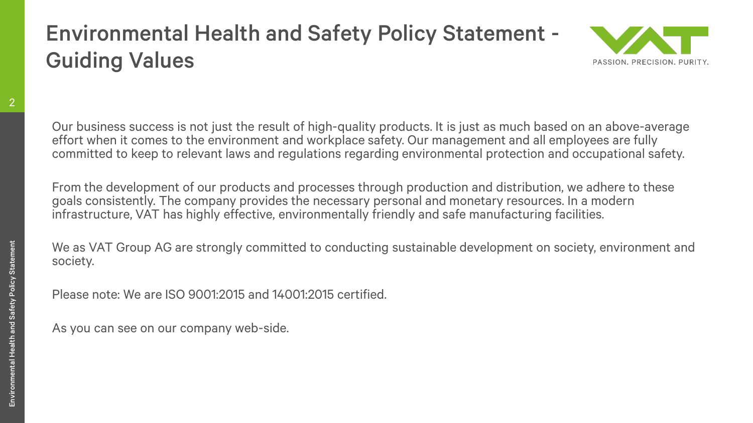# Environmental Health and Safety Policy Statement - Guiding Values

Our business success is not just the result of high-quality products. It is just as much based on an above-average effort when it comes to the environment and workplace safety. Our management and all employees are fully committed to keep to relevant laws and regulations regarding environmental protection and occupational safety.

From the development of our products and processes through production and distribution, we adhere to these goals consistently. The company provides the necessary personal and monetary resources. In a modern infrastructure, VAT has highly effective, environmentally friendly and safe manufacturing facilities.

We as VAT Group AG are strongly committed to conducting sustainable development on society, environment and society.

Please note: We are ISO 9001:2015 and 14001:2015 certified.

As you can see on our company web-side.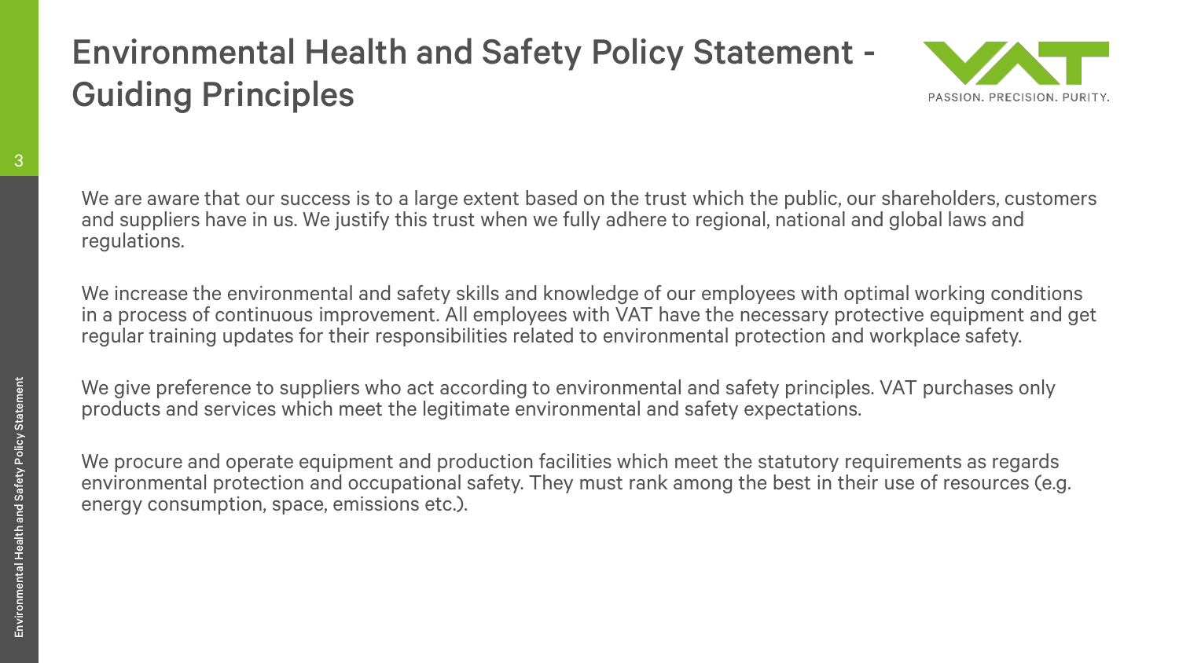# Environmental Health and Safety Policy Statement - Guiding Principles

We are aware that our success is to a large extent based on the trust which the public, our shareholders, customers and suppliers have in us. We justify this trust when we fully adhere to regional, national and global laws and regulations.

We increase the environmental and safety skills and knowledge of our employees with optimal working conditions in a process of continuous improvement. All employees with VAT have the necessary protective equipment and get regular training updates for their responsibilities related to environmental protection and workplace safety.

We give preference to suppliers who act according to environmental and safety principles. VAT purchases only products and services which meet the legitimate environmental and safety expectations.

We procure and operate equipment and production facilities which meet the statutory requirements as regards environmental protection and occupational safety. They must rank among the best in their use of resources (e.g. energy consumption, space, emissions etc.).